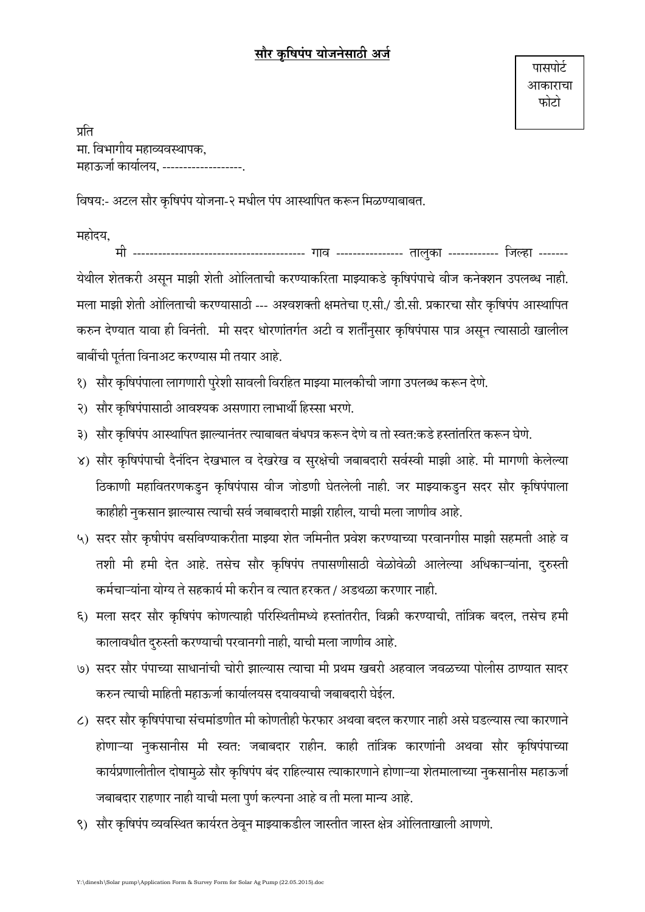## <u>सौर कृषिपंप योजनेसाठी अर्ज</u>

पासपोर्ट आकाराचा फोटो

प्रति  
मा. विभागीय महाव्यवस्थापक,  
महाऊर्जा कार्यालय, -------------------.

विषय:- अटल सौर कृषिपंप योजना-२ मधील पंप आस्थापित करून मिळण्याबाबत.

महोदय,

मी ---------------------------------------- गाव ---------------- तालुका ------------ जिल्हा ------- येथील शेतकरी असून माझी शेती ओलिताची करण्याकरिता माझ्याकडे कृषिपंपाचे वीज कनेक्शन उपलब्ध नाही. मला माझी शेती ओलिताची करण्यासाठी --- अश्वशक्ती क्षमतेचा ए.सी./ डी.सी. प्रकारचा सौर कृषिपंप आस्थापित करुन देण्यात यावा ही विनंती. मी सदर धोरणांतर्गत अटी व शर्तीनुसार कृषिपंपास पात्र असून त्यासाठी खालील बाबींची पूर्तता विनाअट करण्यास मी तयार आहे.

१) सौर कृषिपंपाला लागणारी पुरेशी सावली विरहित माझ्या मालकीची जागा उपलब्ध करून देणे.

२) सौर कृषिपंपासाठी आवश्यक असणारा लाभार्थी हिस्सा भरणे.

३) सौर कृषिपंप आस्थापित झाल्यानंतर त्याबाबत बंधपत्र करून देणे व तो स्वत:कडे हस्तांतरित करून घेणे.

४) सौर कृषिपंपाची दैनंदिन देखभाल व देखरेख व सुरक्षेची जबाबदारी सर्वस्वी माझी आहे. मी मागणी केलेल्या ठिकाणी महावितरणकडुन कृषिपंपास वीज जोडणी घेतलेली नाही. जर माझ्याकडुन सदर सौर कृषिपंपाला काहीही नुकसान झाल्यास त्याची सर्व जबाबदारी माझी राहील, याची मला जाणीव आहे.

५) सदर सौर कृषीपंप बसविण्याकरीता माझ्या शेत जमिनीत प्रवेश करण्याच्या परवानगीस माझी सहमती आहे व तशी मी हमी देत आहे. तसेच सौर कृषिपंप तपासणीसाठी वेळोवेळी आलेल्या अधिकाऱ्यांना, दुरुस्ती कर्मचाऱ्यांना योग्य ते सहकार्य मी करीन व त्यात हरकत / अडथळा करणार नाही.

६) मला सदर सौर कृषिपंप कोणत्याही परिस्थितीमध्ये हस्तांतरीत, विक्री करण्याची, तांत्रिक बदल, तसेच हमी कालावधीत दुरुस्ती करण्याची परवानगी नाही, याची मला जाणीव आहे.

७) सदर सौर पंपाच्या साधानांची चोरी झाल्यास त्याचा मी प्रथम खबरी अहवाल जवळच्या पोलीस ठाण्यात सादर करुन त्याची माहिती महाऊर्जा कार्यालयस दयावयाची जबाबदारी घेईल.

८) सदर सौर कृषिपंपाचा संचमांडणीत मी कोणतीही फेरफार अथवा बदल करणार नाही असे घडल्यास त्या कारणाने होणाऱ्या नुकसानीस मी स्वत: जबाबदार राहीन. काही तांत्रिक कारणांनी अथवा सौर कृषिपंपाच्या कार्यप्रणालीतील दोषामुळे सौर कृषिपंप बंद राहिल्यास त्याकारणाने होणाऱ्या शेतमालाच्या नुकसानीस महाऊर्जा जबाबदार राहणार नाही याची मला पुर्ण कल्पना आहे व ती मला मान्य आहे.

९) सौर कृषिपंप व्यवस्थित कार्यरत ठेवून माझ्याकडील जास्तीत जास्त क्षेत्र ओलिताखाली आणणे.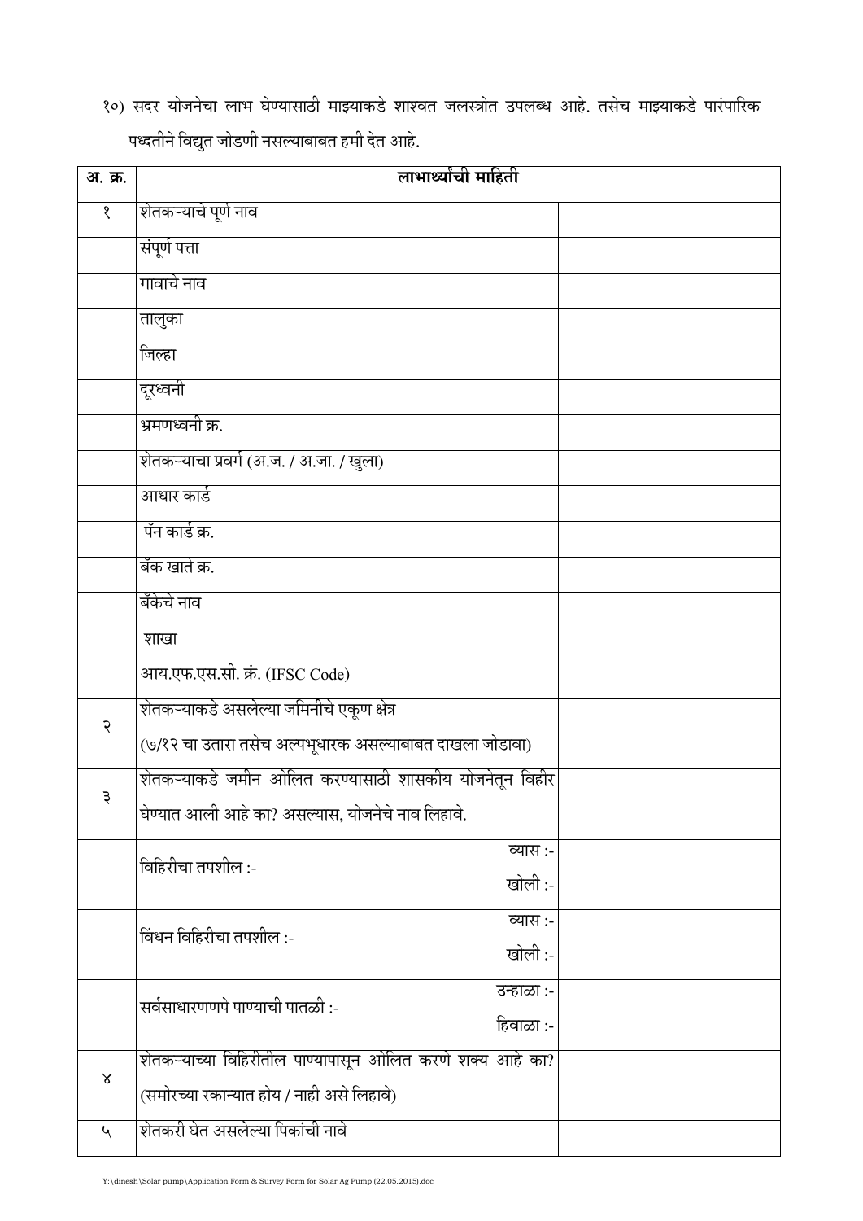१०) सदर योजनेचा लाभ घेण्यासाठी माझ्याकडे शाश्वत जलस्त्रोत उपलब्ध आहे. तसेच माझ्याकडे पारंपारिक पध्दतीने विद्युत जोडणी नसल्याबाबत हमी देत आहे.

| अ. क्र. | लाभार्थ्यांची माहिती | |
|---|---|---|
| १ | शेतकऱ्याचे पूर्ण नाव | |
| | संपूर्ण पत्ता | |
| | गावाचे नाव | |
| | तालुका | |
| | जिल्हा | |
| | दूरध्वनी | |
| | भ्रमणध्वनी क्र. | |
| | शेतकऱ्याचा प्रवर्ग (अ.ज. / अ.जा. / खुला) | |
| | आधार कार्ड | |
| | पॅन कार्ड क्र. | |
| | बँक खाते क्र. | |
| | बँकेचे नाव | |
| | शाखा | |
| | आय.एफ.एस.सी. क्रं. (IFSC Code) | |
| २ | शेतकऱ्याकडे असलेल्या जमिनीचे एकूण क्षेत्र<br>(७/१२ चा उतारा तसेच अल्पभूधारक असल्याबाबत दाखला जोडावा) | |
| ३ | शेतकऱ्याकडे जमीन ओलित करण्यासाठी शासकीय योजनेतून विहीर घेण्यात आली आहे का? असल्यास, योजनेचे नाव लिहावे. | |
| | विहिरीचा तपशील :- व्यास :- खोली :- | |
| | विंधन विहिरीचा तपशील :- व्यास :- खोली :- | |
| | सर्वसाधारणपणे पाण्याची पातळी :- उन्हाळा :- हिवाळा :- | |
| ४ | शेतकऱ्याच्या विहिरीतील पाण्यापासून ओलित करणे शक्य आहे का?<br>(समोरच्या रकान्यात होय / नाही असे लिहावे) | |
| ५ | शेतकरी घेत असलेल्या पिकांची नावे | |

Y:\dinesh\Solar pump\Application Form & Survey Form for Solar Ag Pump (22.05.2015).doc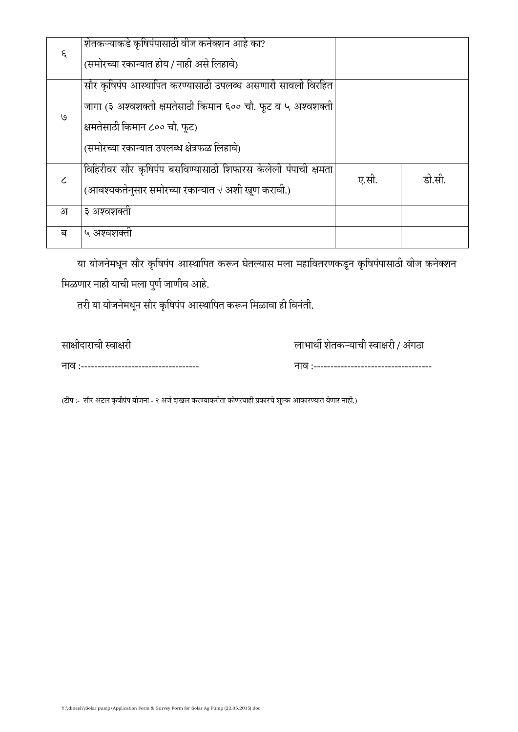| | | | |
|---|---|---|---|
| ६ | शेतकऱ्याकडे कृषिपंपासाठी वीज कनेक्शन आहे का?<br>(समोरच्या रकान्यात होय / नाही असे लिहावे) | | |
| ७ | सौर कृषिपंप आस्थापित करण्यासाठी उपलब्ध असणारी सावली विरहित जागा (३ अश्वशक्ती क्षमतेसाठी किमान ६०० चौ. फूट व ५ अश्वशक्ती क्षमतेसाठी किमान ८०० चौ. फूट)<br>(समोरच्या रकान्यात उपलब्ध क्षेत्रफळ लिहावे) | | |
| ८ | विहिरीवर सौर कृषिपंप बसविण्यासाठी शिफारस केलेली पंपाची क्षमता<br>(आवश्यकतेनुसार समोरच्या रकान्यात √ अशी खूण करावी.) | ए.सी. | डी.सी. |
| अ | ३ अश्वशक्ती | | |
| ब | ५ अश्वशक्ती | | |

या योजनेमधून सौर कृषिपंप आस्थापित करून घेतल्यास मला महावितरणकडून कृषिपंपासाठी वीज कनेक्शन मिळणार नाही याची मला पुर्ण जाणीव आहे.

तरी या योजनेमधून सौर कृषिपंप आस्थापित करून मिळावा ही विनंती.

साक्षीदाराची स्वाक्षरी

नाव :-----------------------------------

लाभार्थी शेतकऱ्याची स्वाक्षरी / अंगठा

नाव :-----------------------------------

(टीप :- सौर अटल कृषीपंप योजना - २ अर्ज दाखल करण्याकरीता कोणत्याही प्रकारचे शुल्क आकारण्यात येणार नाही.)

Y:\dinesh\Solar pump\Application Form & Survey Form for Solar Ag Pump (22.05.2015).doc